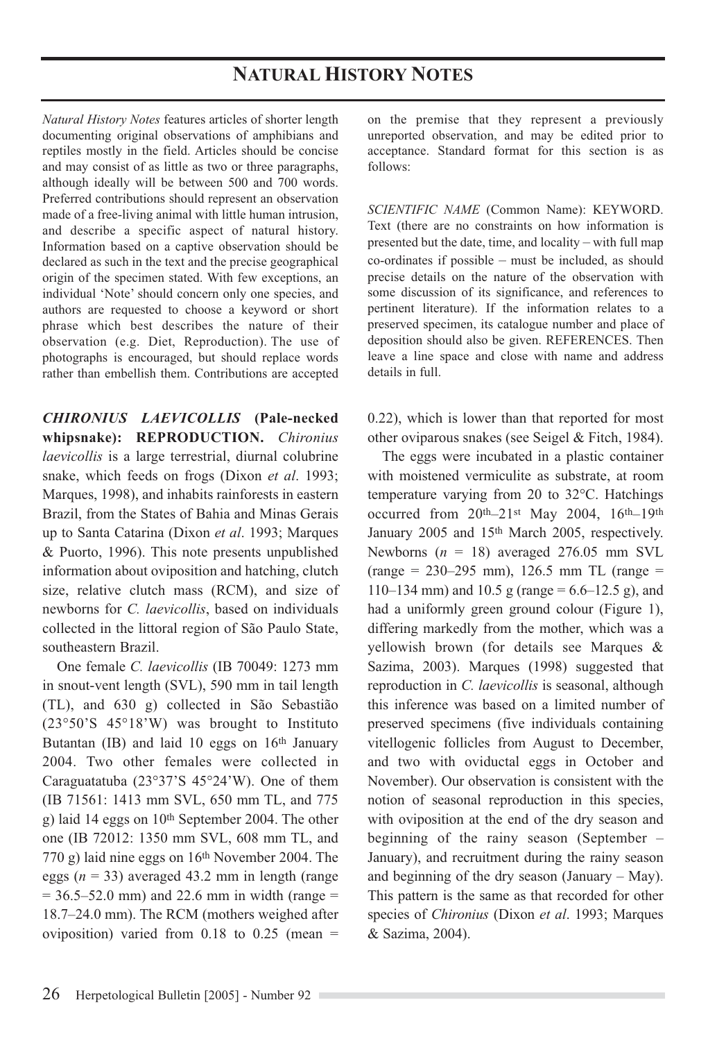# NATURAL HISTORY NOTES

*Natural History Notes* features articles of shorter length documenting original observations of amphibians and reptiles mostly in the field. Articles should be concise and may consist of as little as two or three paragraphs, although ideally will be between 500 and 700 words. Preferred contributions should represent an observation made of a free-living animal with little human intrusion, and describe a specific aspect of natural history. Information based on a captive observation should be declared as such in the text and the precise geographical origin of the specimen stated. With few exceptions, an individual 'Note' should concern only one species, and authors are requested to choose a keyword or short phrase which best describes the nature of their observation (e.g. Diet, Reproduction). The use of photographs is encouraged, but should replace words rather than embellish them. Contributions are accepted on the premise that they represent a previously unreported observation, and may be edited prior to acceptance. Standard format for this section is as follows:

*SCIENTIFIC NAME* (Common Name): KEYWORD. Text (there are no constraints on how information is presented but the date, time, and locality – with full map co-ordinates if possible – must be included, as should precise details on the nature of the observation with some discussion of its significance, and references to pertinent literature). If the information relates to a preserved specimen, its catalogue number and place of deposition should also be given. REFERENCES. Then leave a line space and close with name and address details in full.

***CHIRONIUS LAEVICOLLIS*** **(Pale-necked whipsnake): REPRODUCTION.** *Chironius laevicollis* is a large terrestrial, diurnal colubrine snake, which feeds on frogs (Dixon *et al*. 1993; Marques, 1998), and inhabits rainforests in eastern Brazil, from the States of Bahia and Minas Gerais up to Santa Catarina (Dixon *et al*. 1993; Marques & Puorto, 1996). This note presents unpublished information about oviposition and hatching, clutch size, relative clutch mass (RCM), and size of newborns for *C. laevicollis*, based on individuals collected in the littoral region of São Paulo State, southeastern Brazil.

One female *C. laevicollis* (IB 70049: 1273 mm in snout-vent length (SVL), 590 mm in tail length (TL), and 630 g) collected in São Sebastião (23°50'S 45°18'W) was brought to Instituto Butantan (IB) and laid 10 eggs on 16th January 2004. Two other females were collected in Caraguatatuba (23°37'S 45°24'W). One of them (IB 71561: 1413 mm SVL, 650 mm TL, and 775 g) laid 14 eggs on 10th September 2004. The other one (IB 72012: 1350 mm SVL, 608 mm TL, and 770 g) laid nine eggs on 16th November 2004. The eggs ($n$ = 33) averaged 43.2 mm in length (range = 36.5–52.0 mm) and 22.6 mm in width (range = 18.7–24.0 mm). The RCM (mothers weighed after oviposition) varied from 0.18 to 0.25 (mean = 0.22), which is lower than that reported for most other oviparous snakes (see Seigel & Fitch, 1984).

The eggs were incubated in a plastic container with moistened vermiculite as substrate, at room temperature varying from 20 to 32°C. Hatchings occurred from 20th–21st May 2004, 16th–19th January 2005 and 15th March 2005, respectively. Newborns ($n$ = 18) averaged 276.05 mm SVL (range = 230–295 mm), 126.5 mm TL (range = 110–134 mm) and 10.5 g (range = 6.6–12.5 g), and had a uniformly green ground colour (Figure 1), differing markedly from the mother, which was a yellowish brown (for details see Marques & Sazima, 2003). Marques (1998) suggested that reproduction in *C. laevicollis* is seasonal, although this inference was based on a limited number of preserved specimens (five individuals containing vitellogenic follicles from August to December, and two with oviductal eggs in October and November). Our observation is consistent with the notion of seasonal reproduction in this species, with oviposition at the end of the dry season and beginning of the rainy season (September – January), and recruitment during the rainy season and beginning of the dry season (January – May). This pattern is the same as that recorded for other species of *Chironius* (Dixon *et al*. 1993; Marques & Sazima, 2004).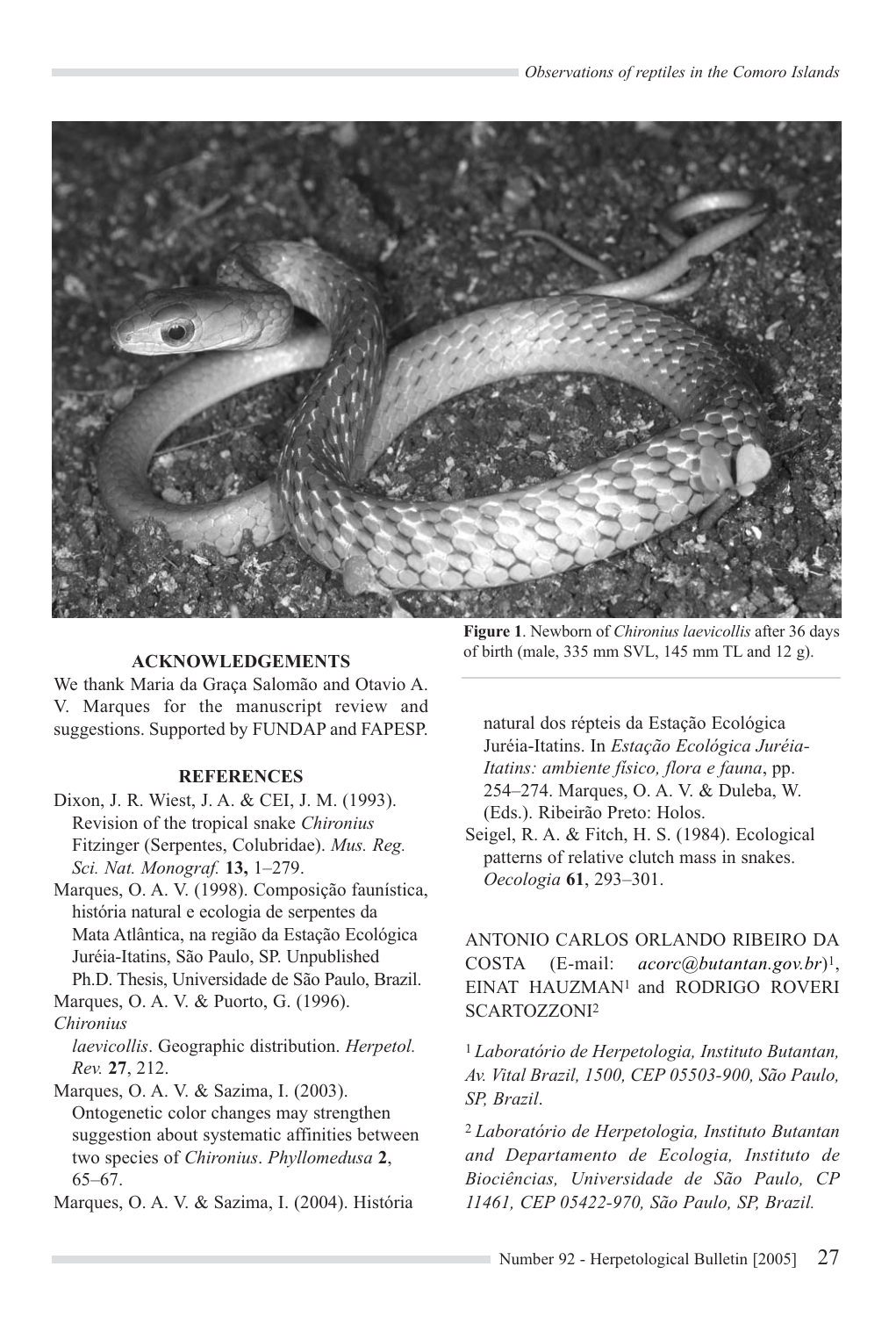**Figure 1**. Newborn of *Chironius laevicollis* after 36 days of birth (male, 335 mm SVL, 145 mm TL and 12 g).

## ACKNOWLEDGEMENTS

We thank Maria da Graça Salomão and Otavio A. V. Marques for the manuscript review and suggestions. Supported by FUNDAP and FAPESP.

## REFERENCES

Dixon, J. R. Wiest, J. A. & CEI, J. M. (1993). Revision of the tropical snake *Chironius* Fitzinger (Serpentes, Colubridae). *Mus. Reg. Sci. Nat. Monograf.* **13,** 1–279.

Marques, O. A. V. (1998). Composição faunística, história natural e ecologia de serpentes da Mata Atlântica, na região da Estação Ecológica Juréia-Itatins, São Paulo, SP. Unpublished Ph.D. Thesis, Universidade de São Paulo, Brazil.

Marques, O. A. V. & Puorto, G. (1996). *Chironius laevicollis*. Geographic distribution. *Herpetol. Rev.* **27**, 212.

Marques, O. A. V. & Sazima, I. (2003). Ontogenetic color changes may strengthen suggestion about systematic affinities between two species of *Chironius*. *Phyllomedusa* **2**, 65–67.

Marques, O. A. V. & Sazima, I. (2004). História natural dos répteis da Estação Ecológica Juréia-Itatins. In *Estação Ecológica Juréia-Itatins: ambiente físico, flora e fauna*, pp. 254–274. Marques, O. A. V. & Duleba, W. (Eds.). Ribeirão Preto: Holos.

Seigel, R. A. & Fitch, H. S. (1984). Ecological patterns of relative clutch mass in snakes. *Oecologia* **61**, 293–301.

ANTONIO CARLOS ORLANDO RIBEIRO DA COSTA (E-mail: *acorc@butantan.gov.br*)[1], EINAT HAUZMAN[1] and RODRIGO ROVERI SCARTOZZONI[2]

[1] *Laboratório de Herpetologia, Instituto Butantan, Av. Vital Brazil, 1500, CEP 05503-900, São Paulo, SP, Brazil*.

[2] *Laboratório de Herpetologia, Instituto Butantan and Departamento de Ecologia, Instituto de Biociências, Universidade de São Paulo, CP 11461, CEP 05422-970, São Paulo, SP, Brazil.*